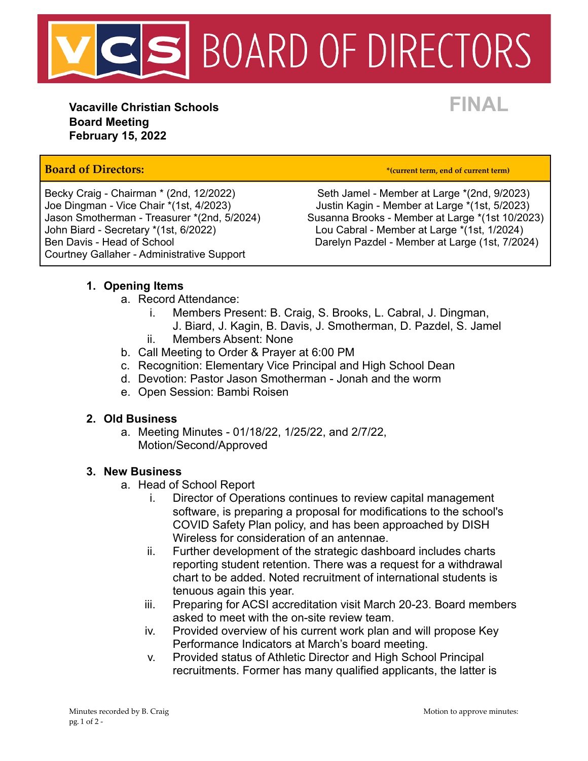# VCS BOARD OF DIRECTORS

**Vacaville Christian Schools**
**Board Meeting**
**February 15, 2022**

**FINAL**

| **Board of Directors:** | ***(current term, end of current term)** |
|---|---|
| Becky Craig - Chairman * (2nd, 12/2022) | Seth Jamel - Member at Large *(2nd, 9/2023) |
| Joe Dingman - Vice Chair *(1st, 4/2023) | Justin Kagin - Member at Large *(1st, 5/2023) |
| Jason Smotherman - Treasurer *(2nd, 5/2024) | Susanna Brooks - Member at Large *(1st 10/2023) |
| John Biard - Secretary *(1st, 6/2022) | Lou Cabral - Member at Large *(1st, 1/2024) |
| Ben Davis - Head of School | Darelyn Pazdel - Member at Large (1st, 7/2024) |
| Courtney Gallaher - Administrative Support | |

1. **Opening Items**
   a. Record Attendance:
      i. Members Present: B. Craig, S. Brooks, L. Cabral, J. Dingman, J. Biard, J. Kagin, B. Davis, J. Smotherman, D. Pazdel, S. Jamel
      ii. Members Absent: None
   b. Call Meeting to Order & Prayer at 6:00 PM
   c. Recognition: Elementary Vice Principal and High School Dean
   d. Devotion: Pastor Jason Smotherman - Jonah and the worm
   e. Open Session: Bambi Roisen

2. **Old Business**
   a. Meeting Minutes - 01/18/22, 1/25/22, and 2/7/22, Motion/Second/Approved

3. **New Business**
   a. Head of School Report
      i. Director of Operations continues to review capital management software, is preparing a proposal for modifications to the school's COVID Safety Plan policy, and has been approached by DISH Wireless for consideration of an antennae.
      ii. Further development of the strategic dashboard includes charts reporting student retention. There was a request for a withdrawal chart to be added. Noted recruitment of international students is tenuous again this year.
      iii. Preparing for ACSI accreditation visit March 20-23. Board members asked to meet with the on-site review team.
      iv. Provided overview of his current work plan and will propose Key Performance Indicators at March's board meeting.
      v. Provided status of Athletic Director and High School Principal recruitments. Former has many qualified applicants, the latter is

Minutes recorded by B. Craig

Motion to approve minutes: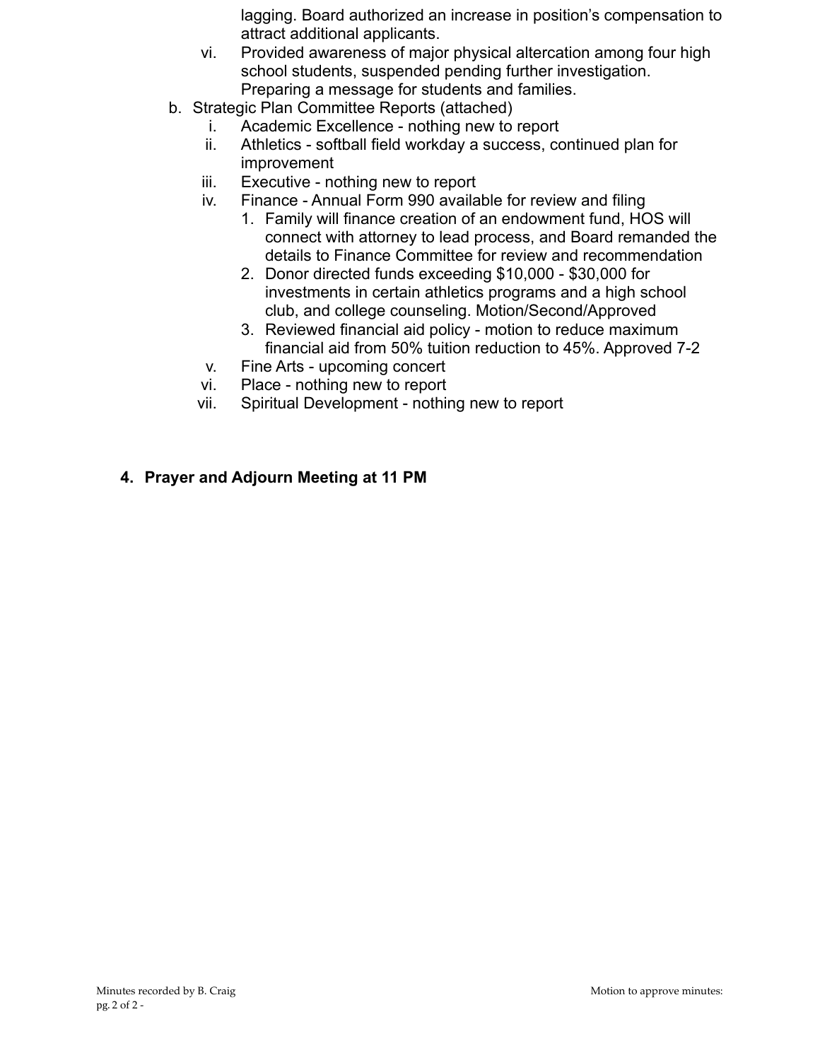lagging. Board authorized an increase in position's compensation to attract additional applicants.

   vi. Provided awareness of major physical altercation among four high school students, suspended pending further investigation. Preparing a message for students and families.

b. Strategic Plan Committee Reports (attached)
   i. Academic Excellence - nothing new to report
   ii. Athletics - softball field workday a success, continued plan for improvement
   iii. Executive - nothing new to report
   iv. Finance - Annual Form 990 available for review and filing
      1. Family will finance creation of an endowment fund, HOS will connect with attorney to lead process, and Board remanded the details to Finance Committee for review and recommendation
      2. Donor directed funds exceeding $10,000 - $30,000 for investments in certain athletics programs and a high school club, and college counseling. Motion/Second/Approved
      3. Reviewed financial aid policy - motion to reduce maximum financial aid from 50% tuition reduction to 45%. Approved 7-2
   v. Fine Arts - upcoming concert
   vi. Place - nothing new to report
   vii. Spiritual Development - nothing new to report

**4. Prayer and Adjourn Meeting at 11 PM**

Minutes recorded by B. Craig

Motion to approve minutes: